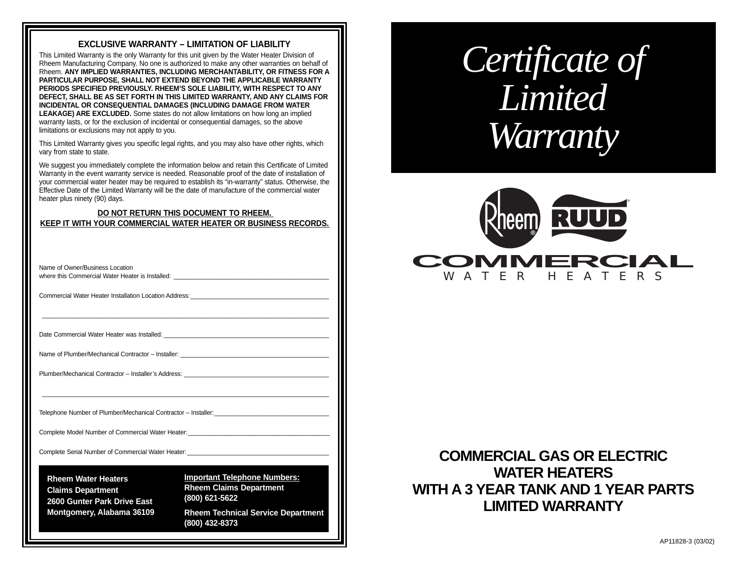# Certificate of Limited Warranty

Rheem RUUD

COMMERCIAL
WATER HEATERS

## COMMERCIAL GAS OR ELECTRIC WATER HEATERS WITH A 3 YEAR TANK AND 1 YEAR PARTS LIMITED WARRANTY

AP11828-3 (03/02)

### EXCLUSIVE WARRANTY – LIMITATION OF LIABILITY

This Limited Warranty is the only Warranty for this unit given by the Water Heater Division of Rheem Manufacturing Company. No one is authorized to make any other warranties on behalf of Rheem. **ANY IMPLIED WARRANTIES, INCLUDING MERCHANTABILITY, OR FITNESS FOR A PARTICULAR PURPOSE, SHALL NOT EXTEND BEYOND THE APPLICABLE WARRANTY PERIODS SPECIFIED PREVIOUSLY. RHEEM'S SOLE LIABILITY, WITH RESPECT TO ANY DEFECT, SHALL BE AS SET FORTH IN THIS LIMITED WARRANTY, AND ANY CLAIMS FOR INCIDENTAL OR CONSEQUENTIAL DAMAGES (INCLUDING DAMAGE FROM WATER LEAKAGE) ARE EXCLUDED.** Some states do not allow limitations on how long an implied warranty lasts, or for the exclusion of incidental or consequential damages, so the above limitations or exclusions may not apply to you.

This Limited Warranty gives you specific legal rights, and you may also have other rights, which vary from state to state.

We suggest you immediately complete the information below and retain this Certificate of Limited Warranty in the event warranty service is needed. Reasonable proof of the date of installation of your commercial water heater may be required to establish its "in-warranty" status. Otherwise, the Effective Date of the Limited Warranty will be the date of manufacture of the commercial water heater plus ninety (90) days.

**DO NOT RETURN THIS DOCUMENT TO RHEEM.**
**KEEP IT WITH YOUR COMMERCIAL WATER HEATER OR BUSINESS RECORDS.**

Name of Owner/Business Location
where this Commercial Water Heater is Installed: ____________________________________________

Commercial Water Heater Installation Location Address: ________________________________________

______________________________________________________________________________________

Date Commercial Water Heater was Installed: _________________________________________________

Name of Plumber/Mechanical Contractor – Installer: ____________________________________________

Plumber/Mechanical Contractor – Installer's Address: __________________________________________

______________________________________________________________________________________

Telephone Number of Plumber/Mechanical Contractor – Installer: __________________________________

Complete Model Number of Commercial Water Heater: ___________________________________________

Complete Serial Number of Commercial Water Heater: ___________________________________________

**Rheem Water Heaters**
**Claims Department**
**2600 Gunter Park Drive East**
**Montgomery, Alabama 36109**

**Important Telephone Numbers:**
**Rheem Claims Department**
**(800) 621-5622**

**Rheem Technical Service Department**
**(800) 432-8373**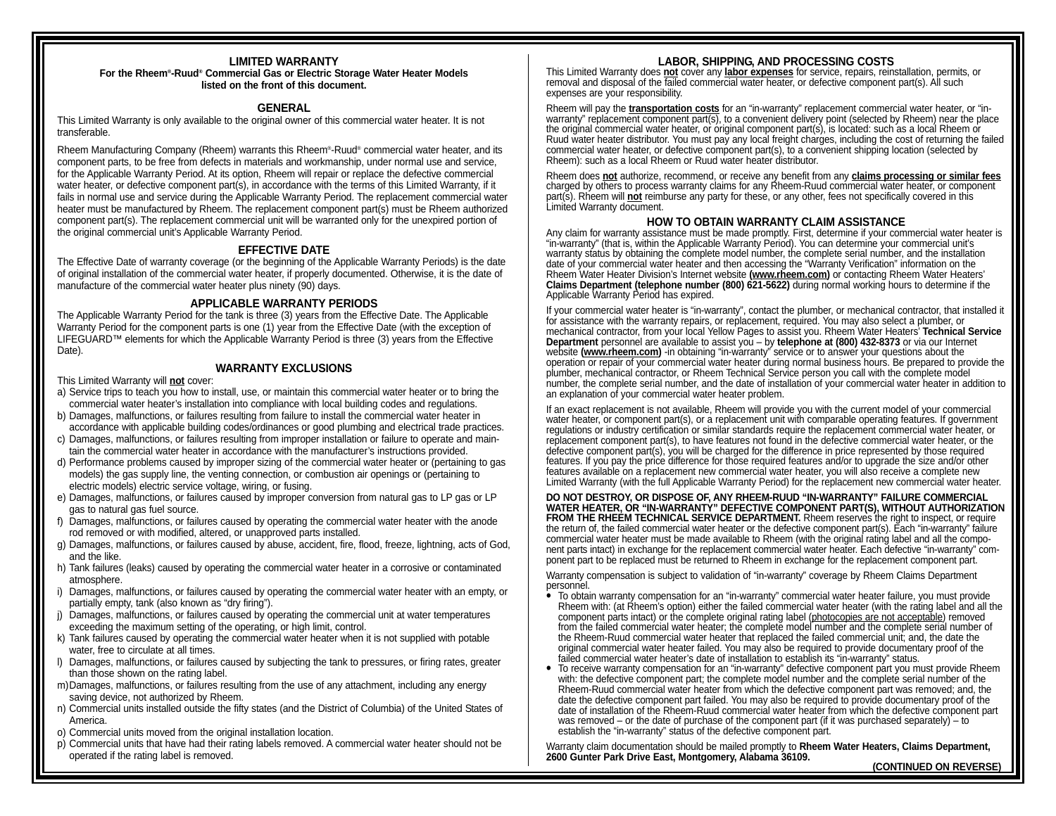# LIMITED WARRANTY

**For the Rheem®-Ruud® Commercial Gas or Electric Storage Water Heater Models listed on the front of this document.**

## GENERAL

This Limited Warranty is only available to the original owner of this commercial water heater. It is not transferable.

Rheem Manufacturing Company (Rheem) warrants this Rheem®-Ruud® commercial water heater, and its component parts, to be free from defects in materials and workmanship, under normal use and service, for the Applicable Warranty Period. At its option, Rheem will repair or replace the defective commercial water heater, or defective component part(s), in accordance with the terms of this Limited Warranty, if it fails in normal use and service during the Applicable Warranty Period. The replacement commercial water heater must be manufactured by Rheem. The replacement component part(s) must be Rheem authorized component part(s). The replacement commercial unit will be warranted only for the unexpired portion of the original commercial unit's Applicable Warranty Period.

## EFFECTIVE DATE

The Effective Date of warranty coverage (or the beginning of the Applicable Warranty Periods) is the date of original installation of the commercial water heater, if properly documented. Otherwise, it is the date of manufacture of the commercial water heater plus ninety (90) days.

## APPLICABLE WARRANTY PERIODS

The Applicable Warranty Period for the tank is three (3) years from the Effective Date. The Applicable Warranty Period for the component parts is one (1) year from the Effective Date (with the exception of LIFEGUARD™ elements for which the Applicable Warranty Period is three (3) years from the Effective Date).

## WARRANTY EXCLUSIONS

This Limited Warranty will **not** cover:

a) Service trips to teach you how to install, use, or maintain this commercial water heater or to bring the commercial water heater's installation into compliance with local building codes and regulations.
b) Damages, malfunctions, or failures resulting from failure to install the commercial water heater in accordance with applicable building codes/ordinances or good plumbing and electrical trade practices.
c) Damages, malfunctions, or failures resulting from improper installation or failure to operate and maintain the commercial water heater in accordance with the manufacturer's instructions provided.
d) Performance problems caused by improper sizing of the commercial water heater or (pertaining to gas models) the gas supply line, the venting connection, or combustion air openings or (pertaining to electric models) electric service voltage, wiring, or fusing.
e) Damages, malfunctions, or failures caused by improper conversion from natural gas to LP gas or LP gas to natural gas fuel source.
f) Damages, malfunctions, or failures caused by operating the commercial water heater with the anode rod removed or with modified, altered, or unapproved parts installed.
g) Damages, malfunctions, or failures caused by abuse, accident, fire, flood, freeze, lightning, acts of God, and the like.
h) Tank failures (leaks) caused by operating the commercial water heater in a corrosive or contaminated atmosphere.
i) Damages, malfunctions, or failures caused by operating the commercial water heater with an empty, or partially empty, tank (also known as "dry firing").
j) Damages, malfunctions, or failures caused by operating the commercial unit at water temperatures exceeding the maximum setting of the operating, or high limit, control.
k) Tank failures caused by operating the commercial water heater when it is not supplied with potable water, free to circulate at all times.
l) Damages, malfunctions, or failures caused by subjecting the tank to pressures, or firing rates, greater than those shown on the rating label.
m) Damages, malfunctions, or failures resulting from the use of any attachment, including any energy saving device, not authorized by Rheem.
n) Commercial units installed outside the fifty states (and the District of Columbia) of the United States of America.
o) Commercial units moved from the original installation location.
p) Commercial units that have had their rating labels removed. A commercial water heater should not be operated if the rating label is removed.

## LABOR, SHIPPING, AND PROCESSING COSTS

This Limited Warranty does **not** cover any **labor expenses** for service, repairs, reinstallation, permits, or removal and disposal of the failed commercial water heater, or defective component part(s). All such expenses are your responsibility.

Rheem will pay the **transportation costs** for an "in-warranty" replacement commercial water heater, or "in-warranty" replacement component part(s), to a convenient delivery point (selected by Rheem) near the place the original commercial water heater, or original component part(s), is located: such as a local Rheem or Ruud water heater distributor. You must pay any local freight charges, including the cost of returning the failed commercial water heater, or defective component part(s), to a convenient shipping location (selected by Rheem): such as a local Rheem or Ruud water heater distributor.

Rheem does **not** authorize, recommend, or receive any benefit from any **claims processing or similar fees** charged by others to process warranty claims for any Rheem-Ruud commercial water heater, or component part(s). Rheem will **not** reimburse any party for these, or any other, fees not specifically covered in this Limited Warranty document.

## HOW TO OBTAIN WARRANTY CLAIM ASSISTANCE

Any claim for warranty assistance must be made promptly. First, determine if your commercial water heater is "in-warranty" (that is, within the Applicable Warranty Period). You can determine your commercial unit's warranty status by obtaining the complete model number, the complete serial number, and the installation date of your commercial water heater and then accessing the "Warranty Verification" information on the Rheem Water Heater Division's Internet website **(www.rheem.com)** or contacting Rheem Water Heaters' **Claims Department (telephone number (800) 621-5622)** during normal working hours to determine if the Applicable Warranty Period has expired.

If your commercial water heater is "in-warranty", contact the plumber, or mechanical contractor, that installed it for assistance with the warranty repairs, or replacement, required. You may also select a plumber, or mechanical contractor, from your local Yellow Pages to assist you. Rheem Water Heaters' **Technical Service Department** personnel are available to assist you – by **telephone at (800) 432-8373** or via our Internet website **(www.rheem.com)** -in obtaining "in-warranty" service or to answer your questions about the operation or repair of your commercial water heater during normal business hours. Be prepared to provide the plumber, mechanical contractor, or Rheem Technical Service person you call with the complete model number, the complete serial number, and the date of installation of your commercial water heater in addition to an explanation of your commercial water heater problem.

If an exact replacement is not available, Rheem will provide you with the current model of your commercial water heater, or component part(s), or a replacement unit with comparable operating features. If government regulations or industry certification or similar standards require the replacement commercial water heater, or replacement component part(s), to have features not found in the defective commercial water heater, or the defective component part(s), you will be charged for the difference in price represented by those required features. If you pay the price difference for those required features and/or to upgrade the size and/or other features available on a replacement new commercial water heater, you will also receive a complete new Limited Warranty (with the full Applicable Warranty Period) for the replacement new commercial water heater.

**DO NOT DESTROY, OR DISPOSE OF, ANY RHEEM-RUUD "IN-WARRANTY" FAILURE COMMERCIAL WATER HEATER, OR "IN-WARRANTY" DEFECTIVE COMPONENT PART(S), WITHOUT AUTHORIZATION FROM THE RHEEM TECHNICAL SERVICE DEPARTMENT.** Rheem reserves the right to inspect, or require the return of, the failed commercial water heater or the defective component part(s). Each "in-warranty" failure commercial water heater must be made available to Rheem (with the original rating label and all the component parts intact) in exchange for the replacement commercial water heater. Each defective "in-warranty" component part to be replaced must be returned to Rheem in exchange for the replacement component part.

Warranty compensation is subject to validation of "in-warranty" coverage by Rheem Claims Department personnel.

- To obtain warranty compensation for an "in-warranty" commercial water heater failure, you must provide Rheem with: (at Rheem's option) either the failed commercial water heater (with the rating label and all the component parts intact) or the complete original rating label (photocopies are not acceptable) removed from the failed commercial water heater; the complete model number and the complete serial number of the Rheem-Ruud commercial water heater that replaced the failed commercial unit; and, the date the original commercial water heater failed. You may also be required to provide documentary proof of the failed commercial water heater's date of installation to establish its "in-warranty" status.
- To receive warranty compensation for an "in-warranty" defective component part you must provide Rheem with: the defective component part; the complete model number and the complete serial number of the Rheem-Ruud commercial water heater from which the defective component part was removed; and, the date the defective component part failed. You may also be required to provide documentary proof of the date of installation of the Rheem-Ruud commercial water heater from which the defective component part was removed – or the date of purchase of the component part (if it was purchased separately) – to establish the "in-warranty" status of the defective component part.

Warranty claim documentation should be mailed promptly to **Rheem Water Heaters, Claims Department, 2600 Gunter Park Drive East, Montgomery, Alabama 36109.**

**(CONTINUED ON REVERSE)**